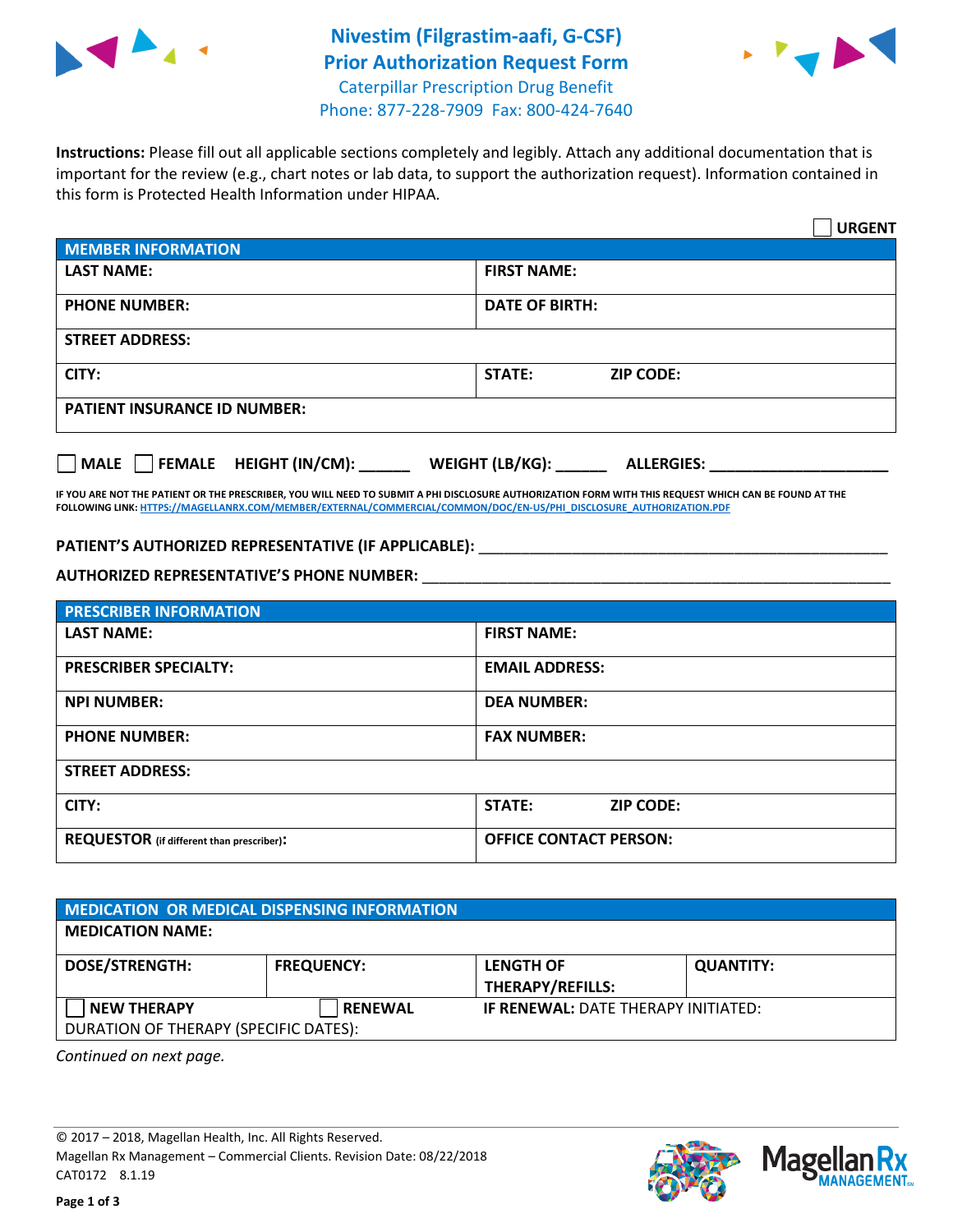# Nivestim (Filgrastim-aafi, G-CSF)
## Prior Authorization Request Form

Caterpillar Prescription Drug Benefit
Phone: 877-228-7909 Fax: 800-424-7640

**Instructions:** Please fill out all applicable sections completely and legibly. Attach any additional documentation that is important for the review (e.g., chart notes or lab data, to support the authorization request). Information contained in this form is Protected Health Information under HIPAA.

☐ **URGENT**

| **MEMBER INFORMATION** | |
|---|---|
| **LAST NAME:** | **FIRST NAME:** |
| **PHONE NUMBER:** | **DATE OF BIRTH:** |
| **STREET ADDRESS:** | |
| **CITY:** | **STATE:** **ZIP CODE:** |
| **PATIENT INSURANCE ID NUMBER:** | |

☐ **MALE** ☐ **FEMALE** **HEIGHT (IN/CM):** ______ **WEIGHT (LB/KG):** ______ **ALLERGIES:** ____________________

**IF YOU ARE NOT THE PATIENT OR THE PRESCRIBER, YOU WILL NEED TO SUBMIT A PHI DISCLOSURE AUTHORIZATION FORM WITH THIS REQUEST WHICH CAN BE FOUND AT THE FOLLOWING LINK: HTTPS://MAGELLANRX.COM/MEMBER/EXTERNAL/COMMERCIAL/COMMON/DOC/EN-US/PHI_DISCLOSURE_AUTHORIZATION.PDF**

**PATIENT'S AUTHORIZED REPRESENTATIVE (IF APPLICABLE):** ____________________________________________

**AUTHORIZED REPRESENTATIVE'S PHONE NUMBER:** ____________________________________________

| **PRESCRIBER INFORMATION** | |
|---|---|
| **LAST NAME:** | **FIRST NAME:** |
| **PRESCRIBER SPECIALTY:** | **EMAIL ADDRESS:** |
| **NPI NUMBER:** | **DEA NUMBER:** |
| **PHONE NUMBER:** | **FAX NUMBER:** |
| **STREET ADDRESS:** | |
| **CITY:** | **STATE:** **ZIP CODE:** |
| **REQUESTOR** (if different than prescriber)**:** | **OFFICE CONTACT PERSON:** |

| **MEDICATION OR MEDICAL DISPENSING INFORMATION** | | | |
|---|---|---|---|
| **MEDICATION NAME:** | | | |
| **DOSE/STRENGTH:** | **FREQUENCY:** | **LENGTH OF THERAPY/REFILLS:** | **QUANTITY:** |
| ☐ **NEW THERAPY** DURATION OF THERAPY (SPECIFIC DATES): | ☐ **RENEWAL** | **IF RENEWAL:** DATE THERAPY INITIATED: | |

*Continued on next page.*

© 2017 – 2018, Magellan Health, Inc. All Rights Reserved.
Magellan Rx Management – Commercial Clients. Revision Date: 08/22/2018
CAT0172 8.1.19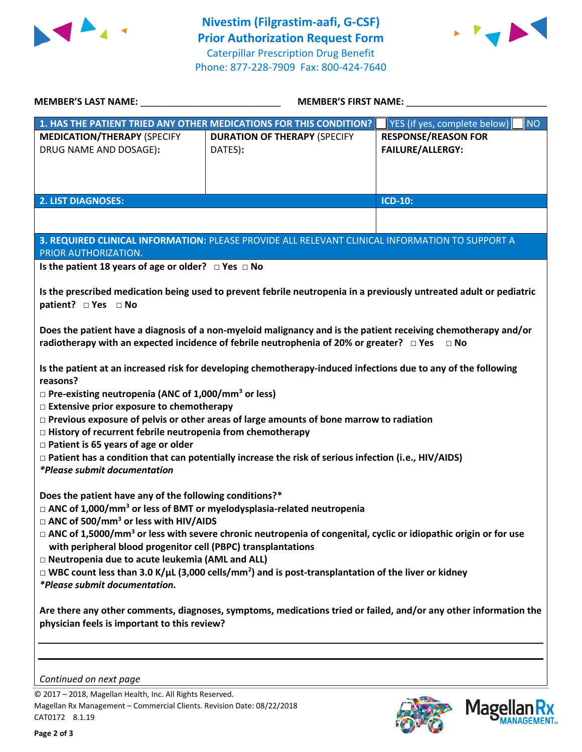# Nivestim (Filgrastim-aafi, G-CSF)
## Prior Authorization Request Form

Caterpillar Prescription Drug Benefit
Phone: 877-228-7909 Fax: 800-424-7640

**MEMBER'S LAST NAME:** ___________________________ **MEMBER'S FIRST NAME:** ___________________________

| **1. HAS THE PATIENT TRIED ANY OTHER MEDICATIONS FOR THIS CONDITION?** | | ☐ YES (if yes, complete below) ☐ NO |
|---|---|---|
| **MEDICATION/THERAPY** (SPECIFY DRUG NAME AND DOSAGE): | **DURATION OF THERAPY** (SPECIFY DATES): | **RESPONSE/REASON FOR FAILURE/ALLERGY:** |
| | | |

| **2. LIST DIAGNOSES:** | **ICD-10:** |
|---|---|
| | |

**3. REQUIRED CLINICAL INFORMATION:** PLEASE PROVIDE ALL RELEVANT CLINICAL INFORMATION TO SUPPORT A PRIOR AUTHORIZATION.

**Is the patient 18 years of age or older?** ☐ **Yes** ☐ **No**

**Is the prescribed medication being used to prevent febrile neutropenia in a previously untreated adult or pediatric patient?** ☐ **Yes** ☐ **No**

**Does the patient have a diagnosis of a non-myeloid malignancy and is the patient receiving chemotherapy and/or radiotherapy with an expected incidence of febrile neutrophenia of 20% or greater?** ☐ **Yes** ☐ **No**

**Is the patient at an increased risk for developing chemotherapy-induced infections due to any of the following reasons?**

☐ **Pre-existing neutropenia (ANC of 1,000/mm$^3$ or less)**
☐ **Extensive prior exposure to chemotherapy**
☐ **Previous exposure of pelvis or other areas of large amounts of bone marrow to radiation**
☐ **History of recurrent febrile neutropenia from chemotherapy**
☐ **Patient is 65 years of age or older**
☐ **Patient has a condition that can potentially increase the risk of serious infection (i.e., HIV/AIDS)**
***Please submit documentation***

**Does the patient have any of the following conditions?***

☐ **ANC of 1,000/mm$^3$ or less of BMT or myelodysplasia-related neutropenia**
☐ **ANC of 500/mm$^3$ or less with HIV/AIDS**
☐ **ANC of 1,5000/mm$^3$ or less with severe chronic neutropenia of congenital, cyclic or idiopathic origin or for use with peripheral blood progenitor cell (PBPC) transplantations**
☐ **Neutropenia due to acute leukemia (AML and ALL)**
☐ **WBC count less than 3.0 K/μL (3,000 cells/mm$^2$) and is post-transplantation of the liver or kidney**
***Please submit documentation.***

**Are there any other comments, diagnoses, symptoms, medications tried or failed, and/or any other information the physician feels is important to this review?**

_______________________________________________________________________________

_______________________________________________________________________________

*Continued on next page*

© 2017 – 2018, Magellan Health, Inc. All Rights Reserved.
Magellan Rx Management – Commercial Clients. Revision Date: 08/22/2018
CAT0172 8.1.19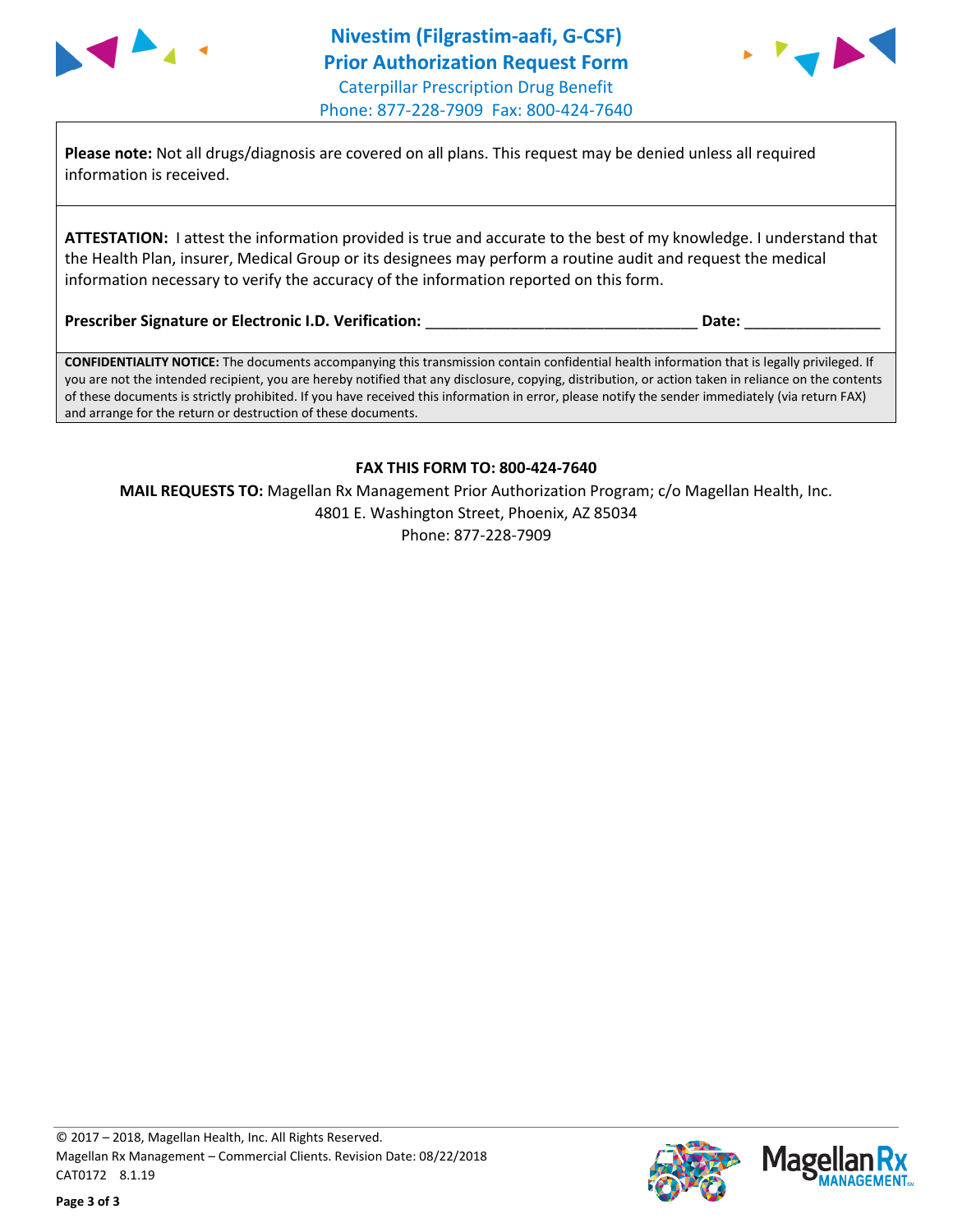**Please note:** Not all drugs/diagnosis are covered on all plans. This request may be denied unless all required information is received.

**ATTESTATION:** I attest the information provided is true and accurate to the best of my knowledge. I understand that the Health Plan, insurer, Medical Group or its designees may perform a routine audit and request the medical information necessary to verify the accuracy of the information reported on this form.

**Prescriber Signature or Electronic I.D. Verification:** _______________________________ **Date:** _______________

**CONFIDENTIALITY NOTICE:** The documents accompanying this transmission contain confidential health information that is legally privileged. If you are not the intended recipient, you are hereby notified that any disclosure, copying, distribution, or action taken in reliance on the contents of these documents is strictly prohibited. If you have received this information in error, please notify the sender immediately (via return FAX) and arrange for the return or destruction of these documents.

**FAX THIS FORM TO: 800-424-7640**

**MAIL REQUESTS TO:** Magellan Rx Management Prior Authorization Program; c/o Magellan Health, Inc.
4801 E. Washington Street, Phoenix, AZ 85034
Phone: 877-228-7909

© 2017 – 2018, Magellan Health, Inc. All Rights Reserved.
Magellan Rx Management – Commercial Clients. Revision Date: 08/22/2018
CAT0172 8.1.19